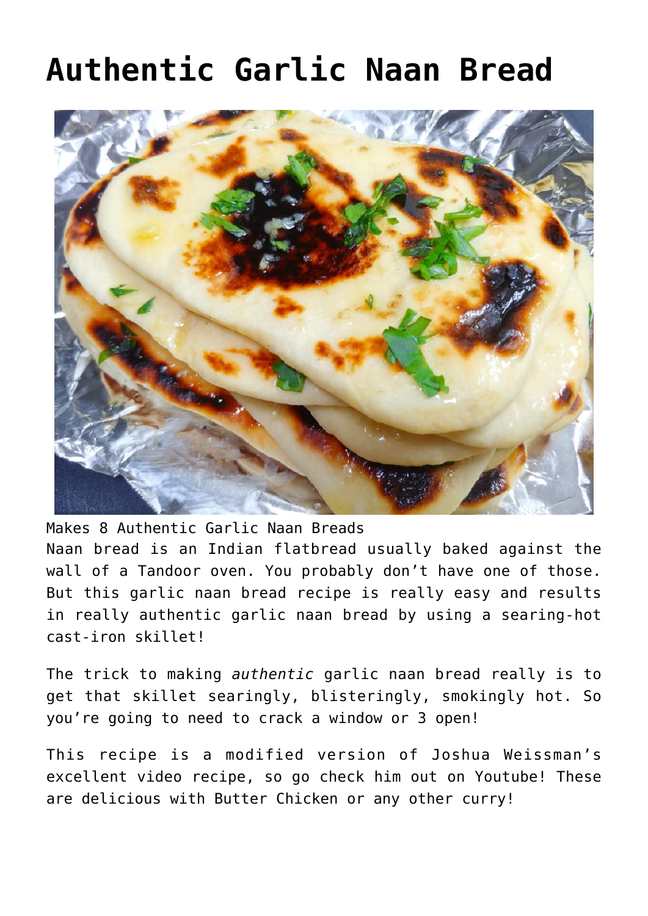# Authentic Garlic Naan Bread

Makes 8 Authentic Garlic Naan Breads

Naan bread is an Indian flatbread usually baked against the wall of a Tandoor oven. You probably don't have one of those. But this garlic naan bread recipe is really easy and results in really authentic garlic naan bread by using a searing-hot cast-iron skillet!

The trick to making *authentic* garlic naan bread really is to get that skillet searingly, blisteringly, smokingly hot. So you're going to need to crack a window or 3 open!

This recipe is a modified version of Joshua Weissman's excellent video recipe, so go check him out on Youtube! These are delicious with Butter Chicken or any other curry!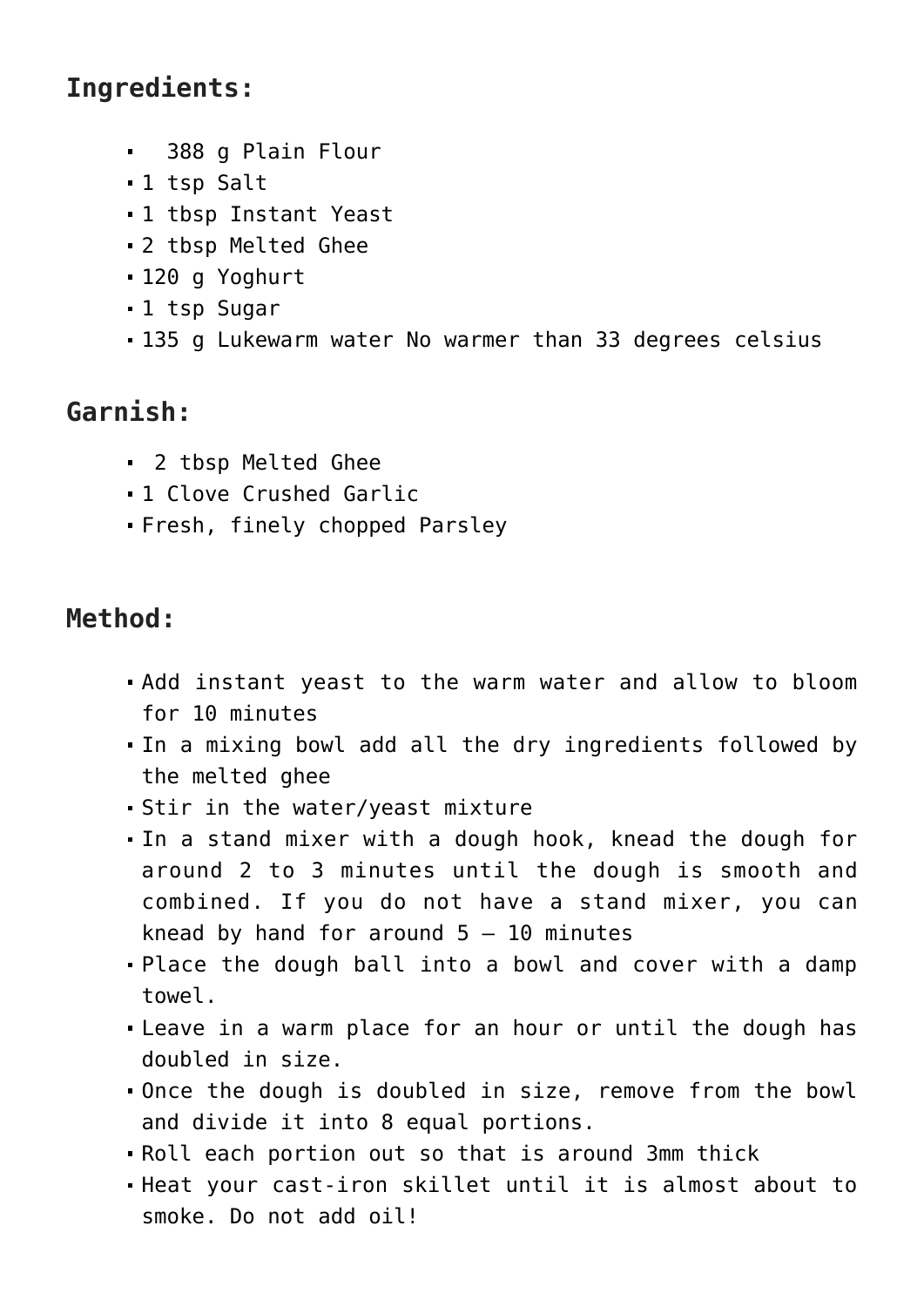## Ingredients:

- 388 g Plain Flour
- 1 tsp Salt
- 1 tbsp Instant Yeast
- 2 tbsp Melted Ghee
- 120 g Yoghurt
- 1 tsp Sugar
- 135 g Lukewarm water No warmer than 33 degrees celsius

## Garnish:

- 2 tbsp Melted Ghee
- 1 Clove Crushed Garlic
- Fresh, finely chopped Parsley

## Method:

- Add instant yeast to the warm water and allow to bloom for 10 minutes
- In a mixing bowl add all the dry ingredients followed by the melted ghee
- Stir in the water/yeast mixture
- In a stand mixer with a dough hook, knead the dough for around 2 to 3 minutes until the dough is smooth and combined. If you do not have a stand mixer, you can knead by hand for around 5 – 10 minutes
- Place the dough ball into a bowl and cover with a damp towel.
- Leave in a warm place for an hour or until the dough has doubled in size.
- Once the dough is doubled in size, remove from the bowl and divide it into 8 equal portions.
- Roll each portion out so that is around 3mm thick
- Heat your cast-iron skillet until it is almost about to smoke. Do not add oil!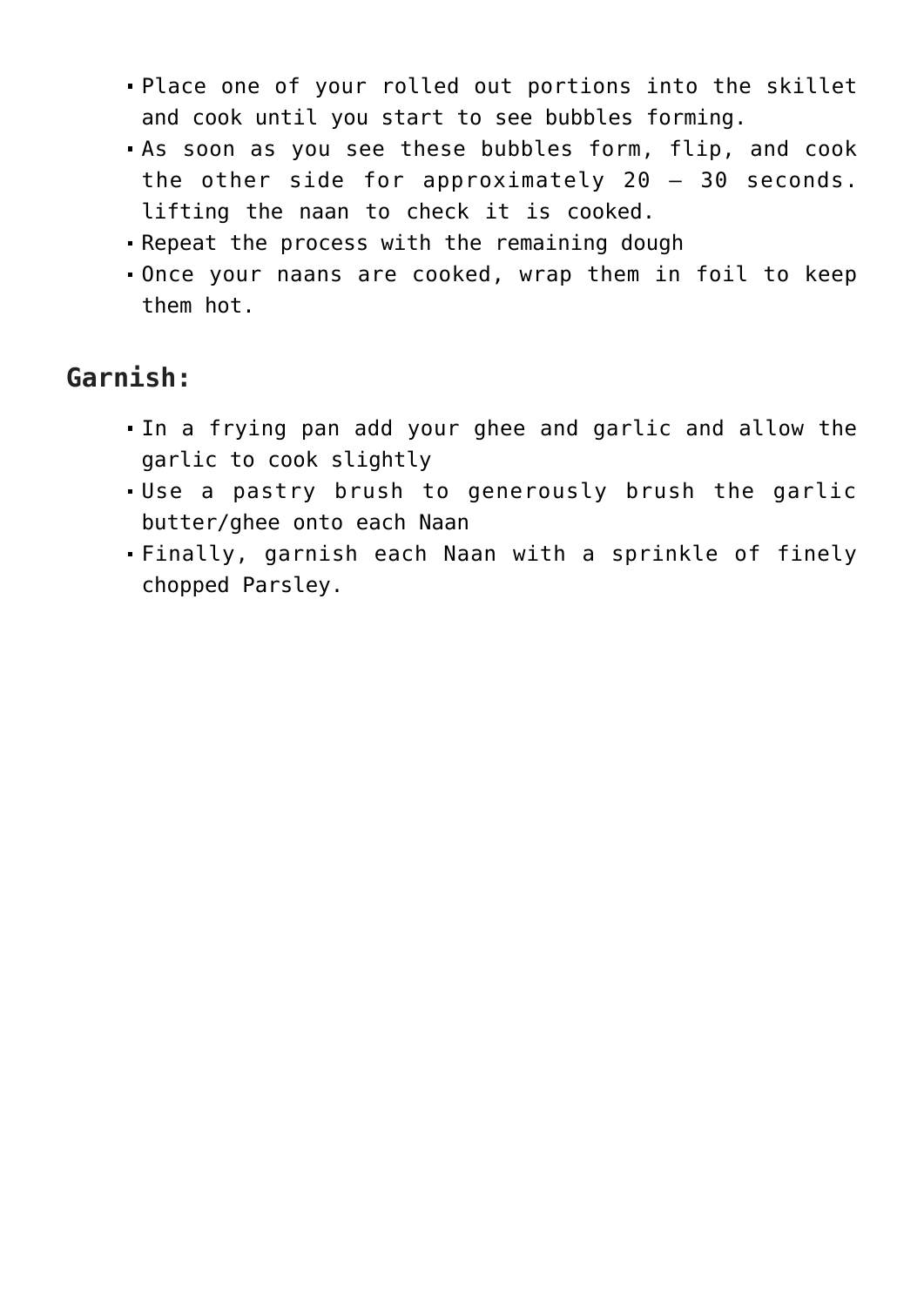- Place one of your rolled out portions into the skillet and cook until you start to see bubbles forming.
- As soon as you see these bubbles form, flip, and cook the other side for approximately 20 – 30 seconds. lifting the naan to check it is cooked.
- Repeat the process with the remaining dough
- Once your naans are cooked, wrap them in foil to keep them hot.

## Garnish:

- In a frying pan add your ghee and garlic and allow the garlic to cook slightly
- Use a pastry brush to generously brush the garlic butter/ghee onto each Naan
- Finally, garnish each Naan with a sprinkle of finely chopped Parsley.